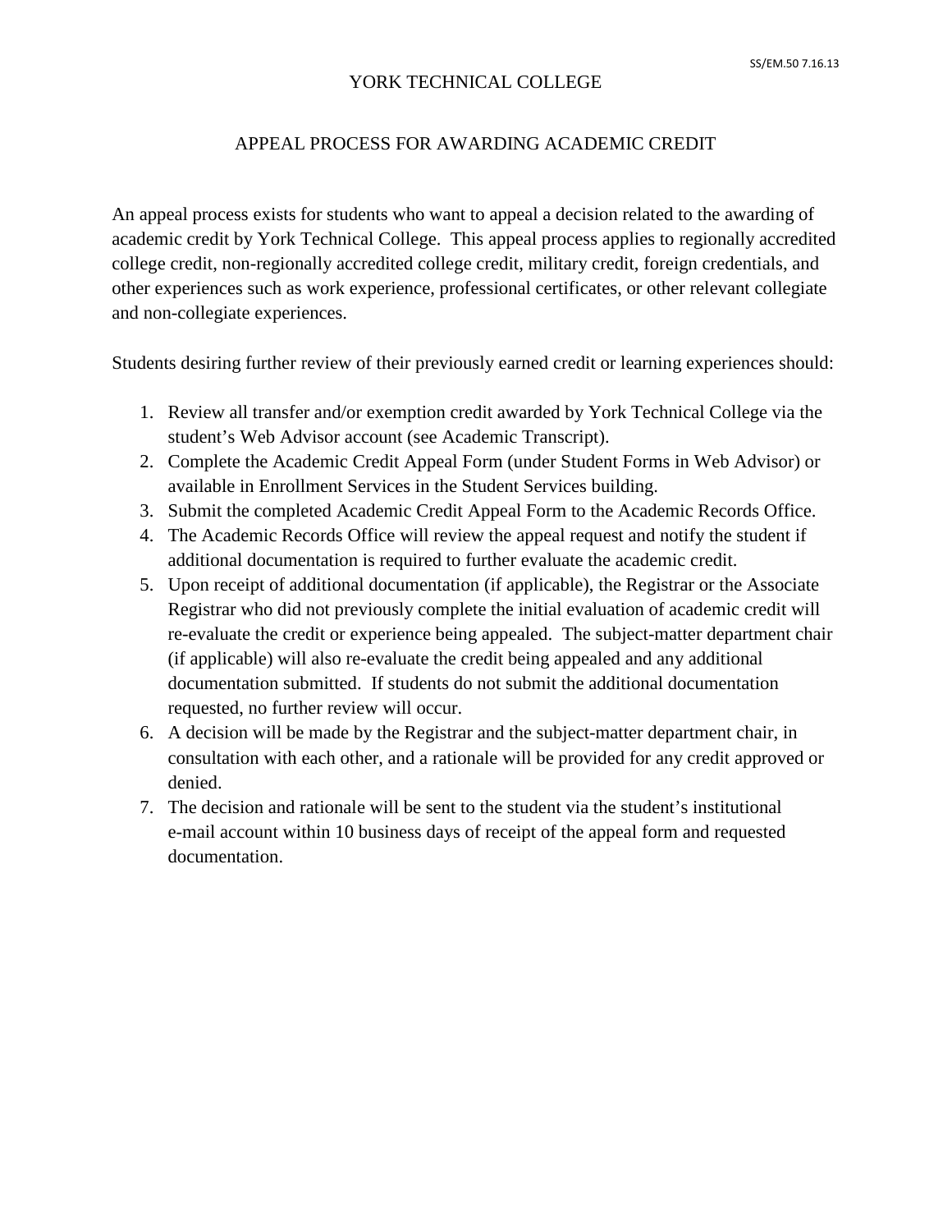# YORK TECHNICAL COLLEGE

## APPEAL PROCESS FOR AWARDING ACADEMIC CREDIT

An appeal process exists for students who want to appeal a decision related to the awarding of academic credit by York Technical College. This appeal process applies to regionally accredited college credit, non-regionally accredited college credit, military credit, foreign credentials, and other experiences such as work experience, professional certificates, or other relevant collegiate and non-collegiate experiences.

Students desiring further review of their previously earned credit or learning experiences should:

1. Review all transfer and/or exemption credit awarded by York Technical College via the student's Web Advisor account (see Academic Transcript).
2. Complete the Academic Credit Appeal Form (under Student Forms in Web Advisor) or available in Enrollment Services in the Student Services building.
3. Submit the completed Academic Credit Appeal Form to the Academic Records Office.
4. The Academic Records Office will review the appeal request and notify the student if additional documentation is required to further evaluate the academic credit.
5. Upon receipt of additional documentation (if applicable), the Registrar or the Associate Registrar who did not previously complete the initial evaluation of academic credit will re-evaluate the credit or experience being appealed. The subject-matter department chair (if applicable) will also re-evaluate the credit being appealed and any additional documentation submitted. If students do not submit the additional documentation requested, no further review will occur.
6. A decision will be made by the Registrar and the subject-matter department chair, in consultation with each other, and a rationale will be provided for any credit approved or denied.
7. The decision and rationale will be sent to the student via the student's institutional e-mail account within 10 business days of receipt of the appeal form and requested documentation.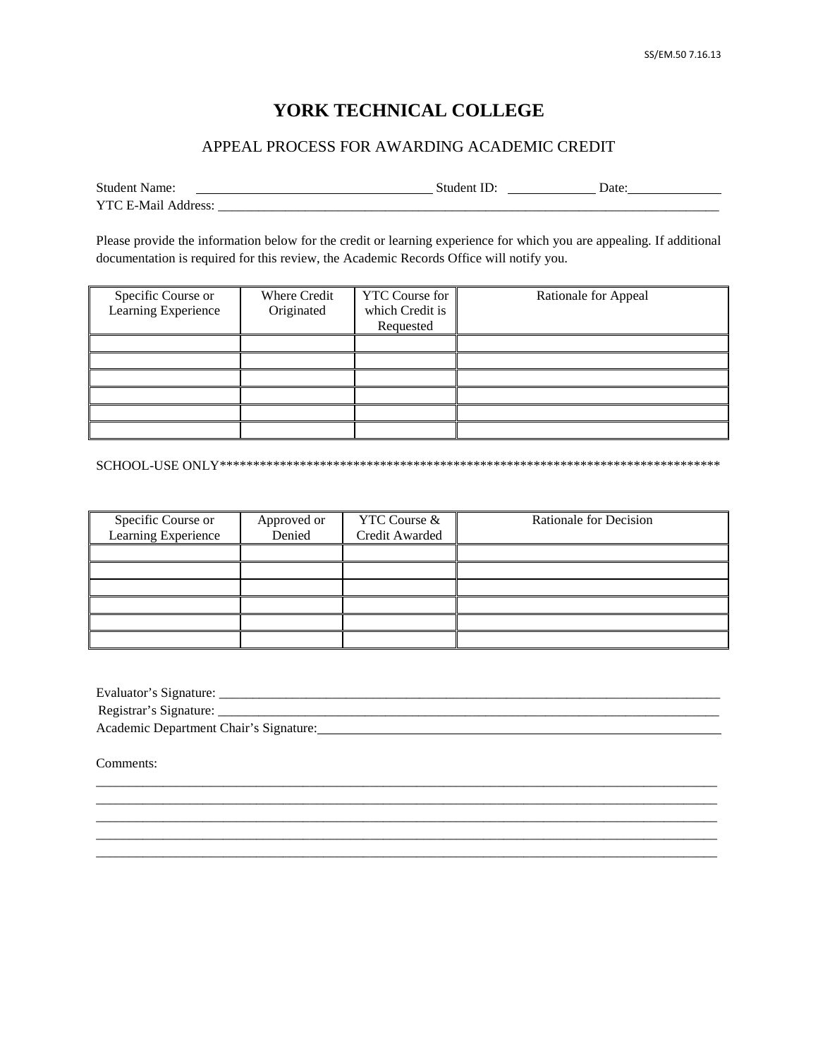SS/EM.50 7.16.13

# YORK TECHNICAL COLLEGE

## APPEAL PROCESS FOR AWARDING ACADEMIC CREDIT

Student Name: ___________________________________ Student ID: _____________ Date: ______________

YTC E-Mail Address: ______________________________________________________________________________

Please provide the information below for the credit or learning experience for which you are appealing. If additional documentation is required for this review, the Academic Records Office will notify you.

| Specific Course or Learning Experience | Where Credit Originated | YTC Course for which Credit is Requested | Rationale for Appeal |
|---|---|---|---|
| | | | |
| | | | |
| | | | |
| | | | |
| | | | |
| | | | |

SCHOOL-USE ONLY*****************************************************************************

| Specific Course or Learning Experience | Approved or Denied | YTC Course & Credit Awarded | Rationale for Decision |
|---|---|---|---|
| | | | |
| | | | |
| | | | |
| | | | |
| | | | |
| | | | |

Evaluator's Signature: ______________________________________________________________________________

Registrar's Signature: ______________________________________________________________________________

Academic Department Chair's Signature: _______________________________________________________________

Comments:

_____________________________________________________________________________________________

_____________________________________________________________________________________________

_____________________________________________________________________________________________

_____________________________________________________________________________________________

_____________________________________________________________________________________________